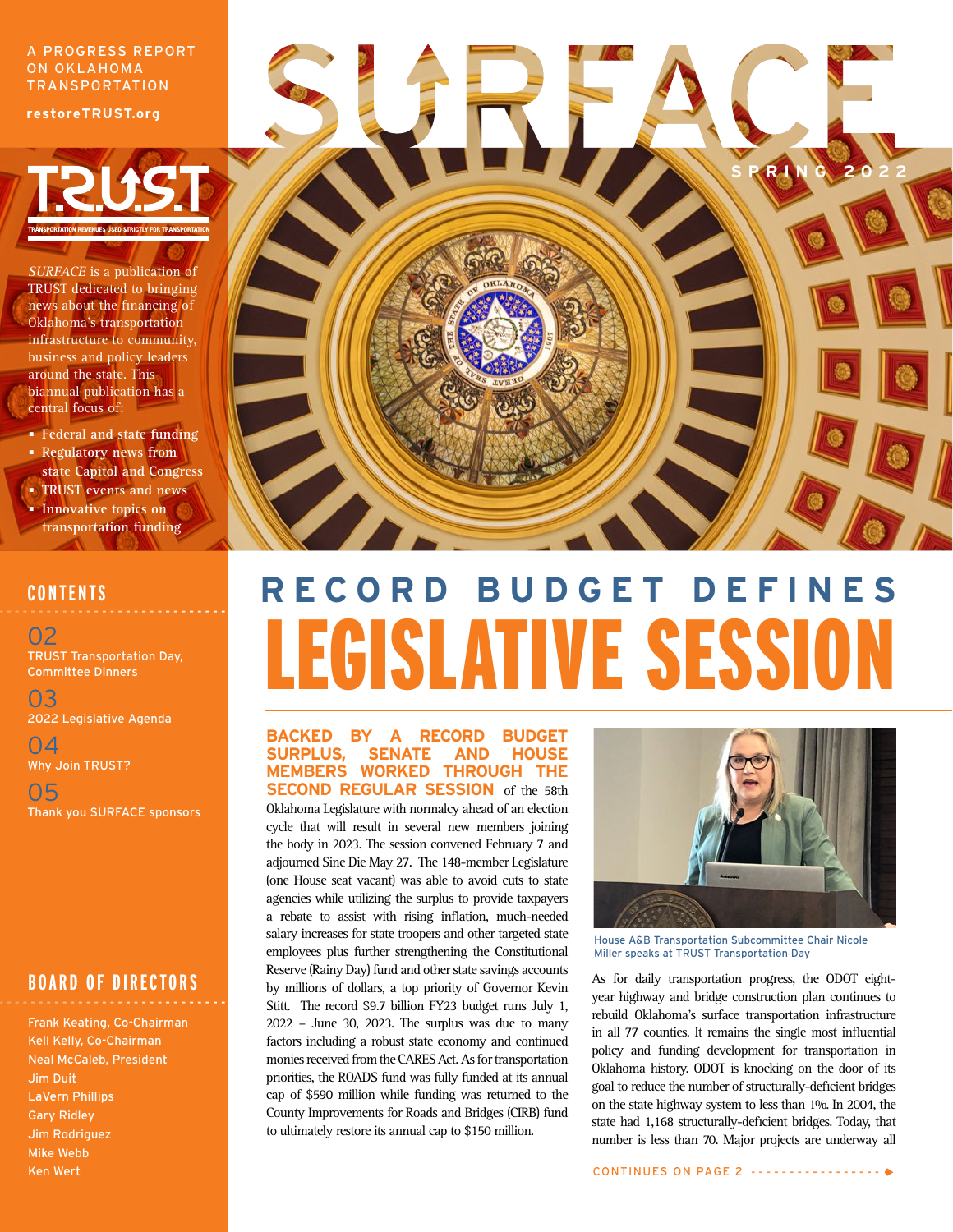A PROGRESS REPORT ON OKLAHOMA TRANSPORTATION

restoreTRUST.org

# SURFACE

SPRING 2022

TRUST

TRANSPORTATION REVENUES USED STRICTLY FOR TRANSPORTATION

*SURFACE* is a publication of TRUST dedicated to bringing news about the financing of Oklahoma's transportation infrastructure to community, business and policy leaders around the state. This biannual publication has a central focus of:

- Federal and state funding
- Regulatory news from state Capitol and Congress
- TRUST events and news
- Innovative topics on transportation funding

## CONTENTS

02 TRUST Transportation Day, Committee Dinners

03 2022 Legislative Agenda

04 Why Join TRUST?

05 Thank you SURFACE sponsors

## BOARD OF DIRECTORS

Frank Keating, Co-Chairman
Kell Kelly, Co-Chairman
Neal McCaleb, President
Jim Duit
LaVern Phillips
Gary Ridley
Jim Rodriguez
Mike Webb
Ken Wert

# RECORD BUDGET DEFINES LEGISLATIVE SESSION

**BACKED BY A RECORD BUDGET SURPLUS, SENATE AND HOUSE MEMBERS WORKED THROUGH THE SECOND REGULAR SESSION** of the 58th Oklahoma Legislature with normalcy ahead of an election cycle that will result in several new members joining the body in 2023. The session convened February 7 and adjourned Sine Die May 27. The 148-member Legislature (one House seat vacant) was able to avoid cuts to state agencies while utilizing the surplus to provide taxpayers a rebate to assist with rising inflation, much-needed salary increases for state troopers and other targeted state employees plus further strengthening the Constitutional Reserve (Rainy Day) fund and other state savings accounts by millions of dollars, a top priority of Governor Kevin Stitt. The record $9.7 billion FY23 budget runs July 1, 2022 – June 30, 2023. The surplus was due to many factors including a robust state economy and continued monies received from the CARES Act. As for transportation priorities, the ROADS fund was fully funded at its annual cap of $590 million while funding was returned to the County Improvements for Roads and Bridges (CIRB) fund to ultimately restore its annual cap to $150 million.

House A&B Transportation Subcommittee Chair Nicole Miller speaks at TRUST Transportation Day

As for daily transportation progress, the ODOT eight-year highway and bridge construction plan continues to rebuild Oklahoma's surface transportation infrastructure in all 77 counties. It remains the single most influential policy and funding development for transportation in Oklahoma history. ODOT is knocking on the door of its goal to reduce the number of structurally-deficient bridges on the state highway system to less than 1%. In 2004, the state had 1,168 structurally-deficient bridges. Today, that number is less than 70. Major projects are underway all

CONTINUES ON PAGE 2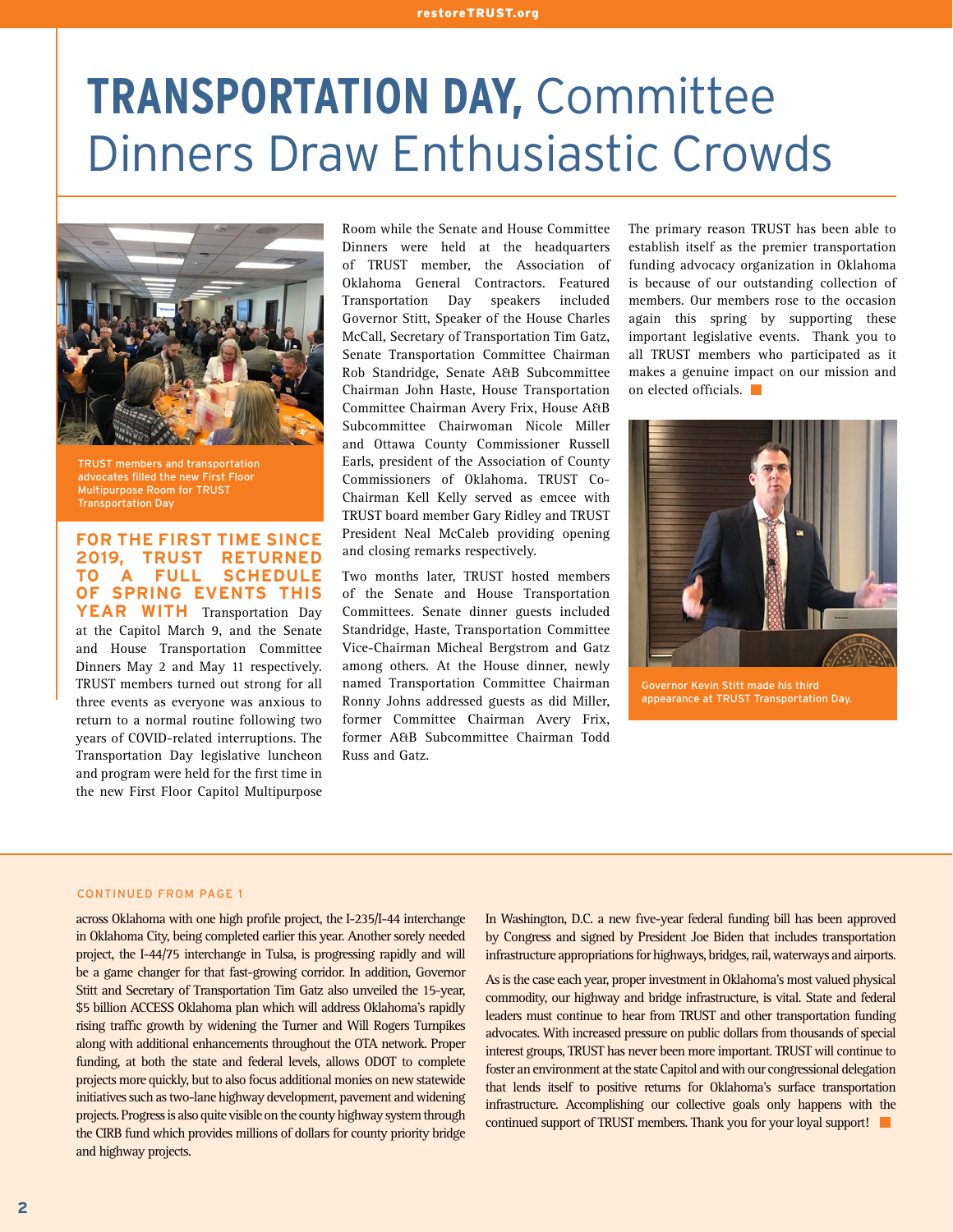# TRANSPORTATION DAY, Committee Dinners Draw Enthusiastic Crowds

TRUST members and transportation advocates filled the new First Floor Multipurpose Room for TRUST Transportation Day

**FOR THE FIRST TIME SINCE 2019, TRUST RETURNED TO A FULL SCHEDULE OF SPRING EVENTS THIS YEAR WITH** Transportation Day at the Capitol March 9, and the Senate and House Transportation Committee Dinners May 2 and May 11 respectively. TRUST members turned out strong for all three events as everyone was anxious to return to a normal routine following two years of COVID-related interruptions. The Transportation Day legislative luncheon and program were held for the first time in the new First Floor Capitol Multipurpose Room while the Senate and House Committee Dinners were held at the headquarters of TRUST member, the Association of Oklahoma General Contractors. Featured Transportation Day speakers included Governor Stitt, Speaker of the House Charles McCall, Secretary of Transportation Tim Gatz, Senate Transportation Committee Chairman Rob Standridge, Senate A&B Subcommittee Chairman John Haste, House Transportation Committee Chairman Avery Frix, House A&B Subcommittee Chairwoman Nicole Miller and Ottawa County Commissioner Russell Earls, president of the Association of County Commissioners of Oklahoma. TRUST Co-Chairman Kell Kelly served as emcee with TRUST board member Gary Ridley and TRUST President Neal McCaleb providing opening and closing remarks respectively.

Two months later, TRUST hosted members of the Senate and House Transportation Committees. Senate dinner guests included Standridge, Haste, Transportation Committee Vice-Chairman Micheal Bergstrom and Gatz among others. At the House dinner, newly named Transportation Committee Chairman Ronny Johns addressed guests as did Miller, former Committee Chairman Avery Frix, former A&B Subcommittee Chairman Todd Russ and Gatz.

The primary reason TRUST has been able to establish itself as the premier transportation funding advocacy organization in Oklahoma is because of our outstanding collection of members. Our members rose to the occasion again this spring by supporting these important legislative events. Thank you to all TRUST members who participated as it makes a genuine impact on our mission and on elected officials.

Governor Kevin Stitt made his third appearance at TRUST Transportation Day.

---

CONTINUED FROM PAGE 1

across Oklahoma with one high profile project, the I-235/I-44 interchange in Oklahoma City, being completed earlier this year. Another sorely needed project, the I-44/75 interchange in Tulsa, is progressing rapidly and will be a game changer for that fast-growing corridor. In addition, Governor Stitt and Secretary of Transportation Tim Gatz also unveiled the 15-year, $5 billion ACCESS Oklahoma plan which will address Oklahoma's rapidly rising traffic growth by widening the Turner and Will Rogers Turnpikes along with additional enhancements throughout the OTA network. Proper funding, at both the state and federal levels, allows ODOT to complete projects more quickly, but to also focus additional monies on new statewide initiatives such as two-lane highway development, pavement and widening projects. Progress is also quite visible on the county highway system through the CIRB fund which provides millions of dollars for county priority bridge and highway projects.

In Washington, D.C. a new five-year federal funding bill has been approved by Congress and signed by President Joe Biden that includes transportation infrastructure appropriations for highways, bridges, rail, waterways and airports.

As is the case each year, proper investment in Oklahoma's most valued physical commodity, our highway and bridge infrastructure, is vital. State and federal leaders must continue to hear from TRUST and other transportation funding advocates. With increased pressure on public dollars from thousands of special interest groups, TRUST has never been more important. TRUST will continue to foster an environment at the state Capitol and with our congressional delegation that lends itself to positive returns for Oklahoma's surface transportation infrastructure. Accomplishing our collective goals only happens with the continued support of TRUST members. Thank you for your loyal support!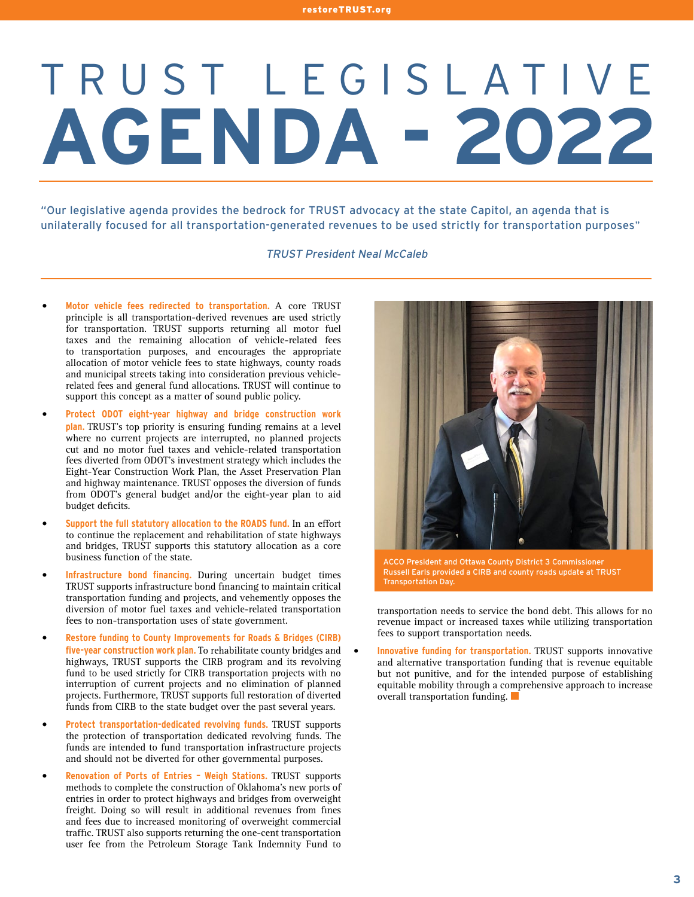# TRUST LEGISLATIVE AGENDA - 2022

"Our legislative agenda provides the bedrock for TRUST advocacy at the state Capitol, an agenda that is unilaterally focused for all transportation-generated revenues to be used strictly for transportation purposes"

*TRUST President Neal McCaleb*

- **Motor vehicle fees redirected to transportation.** A core TRUST principle is all transportation-derived revenues are used strictly for transportation. TRUST supports returning all motor fuel taxes and the remaining allocation of vehicle-related fees to transportation purposes, and encourages the appropriate allocation of motor vehicle fees to state highways, county roads and municipal streets taking into consideration previous vehicle-related fees and general fund allocations. TRUST will continue to support this concept as a matter of sound public policy.
- **Protect ODOT eight-year highway and bridge construction work plan.** TRUST's top priority is ensuring funding remains at a level where no current projects are interrupted, no planned projects cut and no motor fuel taxes and vehicle-related transportation fees diverted from ODOT's investment strategy which includes the Eight-Year Construction Work Plan, the Asset Preservation Plan and highway maintenance. TRUST opposes the diversion of funds from ODOT's general budget and/or the eight-year plan to aid budget deficits.
- **Support the full statutory allocation to the ROADS fund.** In an effort to continue the replacement and rehabilitation of state highways and bridges, TRUST supports this statutory allocation as a core business function of the state.
- **Infrastructure bond financing.** During uncertain budget times TRUST supports infrastructure bond financing to maintain critical transportation funding and projects, and vehemently opposes the diversion of motor fuel taxes and vehicle-related transportation fees to non-transportation uses of state government.
- **Restore funding to County Improvements for Roads & Bridges (CIRB) five-year construction work plan.** To rehabilitate county bridges and highways, TRUST supports the CIRB program and its revolving fund to be used strictly for CIRB transportation projects with no interruption of current projects and no elimination of planned projects. Furthermore, TRUST supports full restoration of diverted funds from CIRB to the state budget over the past several years.
- **Protect transportation-dedicated revolving funds.** TRUST supports the protection of transportation dedicated revolving funds. The funds are intended to fund transportation infrastructure projects and should not be diverted for other governmental purposes.
- **Renovation of Ports of Entries – Weigh Stations.** TRUST supports methods to complete the construction of Oklahoma's new ports of entries in order to protect highways and bridges from overweight freight. Doing so will result in additional revenues from fines and fees due to increased monitoring of overweight commercial traffic. TRUST also supports returning the one-cent transportation user fee from the Petroleum Storage Tank Indemnity Fund to transportation needs to service the bond debt. This allows for no revenue impact or increased taxes while utilizing transportation fees to support transportation needs.
- **Innovative funding for transportation.** TRUST supports innovative and alternative transportation funding that is revenue equitable but not punitive, and for the intended purpose of establishing equitable mobility through a comprehensive approach to increase overall transportation funding.

ACCO President and Ottawa County District 3 Commissioner Russell Earls provided a CIRB and county roads update at TRUST Transportation Day.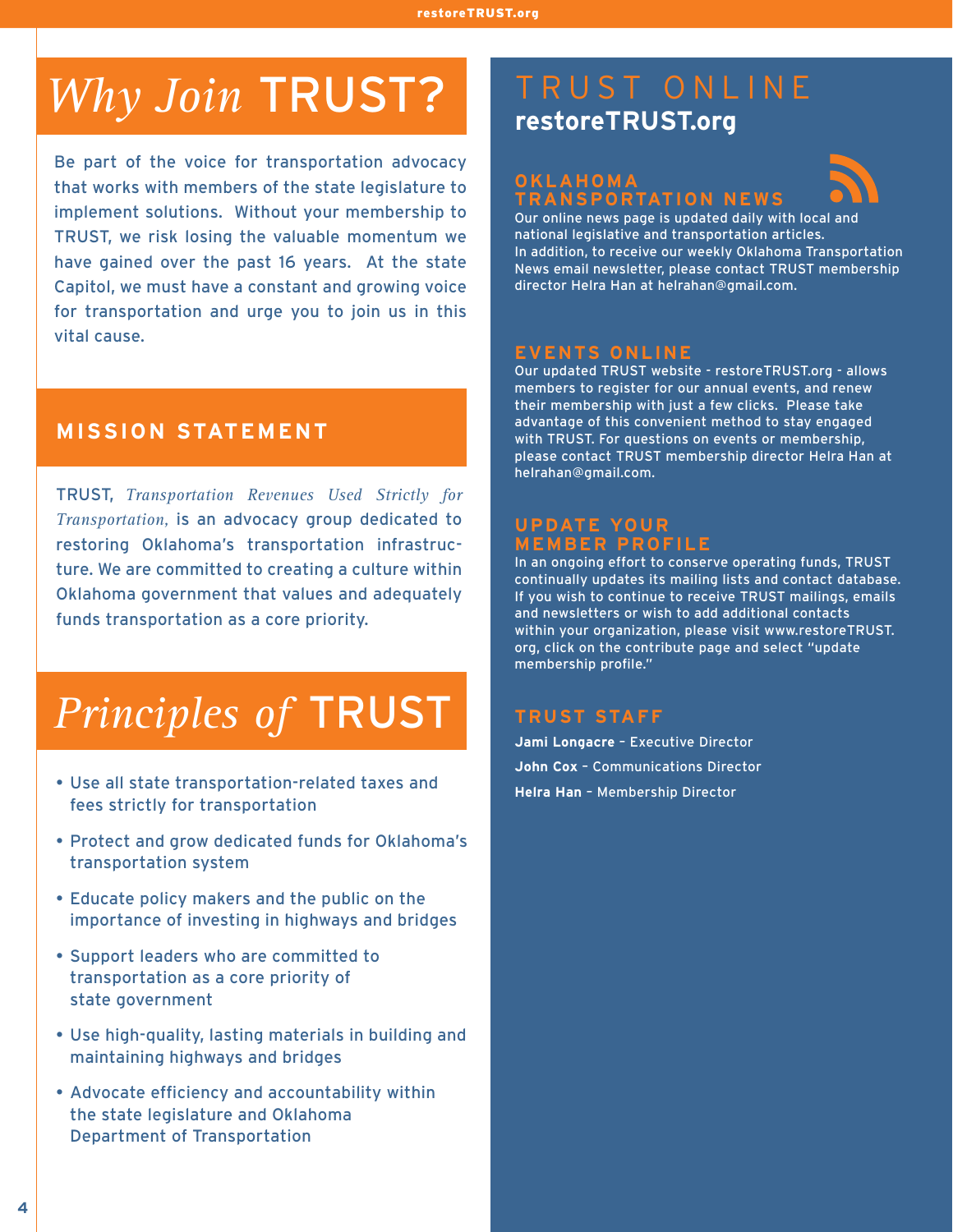# *Why Join* TRUST?

Be part of the voice for transportation advocacy that works with members of the state legislature to implement solutions. Without your membership to TRUST, we risk losing the valuable momentum we have gained over the past 16 years. At the state Capitol, we must have a constant and growing voice for transportation and urge you to join us in this vital cause.

## MISSION STATEMENT

TRUST, *Transportation Revenues Used Strictly for Transportation,* is an advocacy group dedicated to restoring Oklahoma's transportation infrastructure. We are committed to creating a culture within Oklahoma government that values and adequately funds transportation as a core priority.

# *Principles of* TRUST

- Use all state transportation-related taxes and fees strictly for transportation
- Protect and grow dedicated funds for Oklahoma's transportation system
- Educate policy makers and the public on the importance of investing in highways and bridges
- Support leaders who are committed to transportation as a core priority of state government
- Use high-quality, lasting materials in building and maintaining highways and bridges
- Advocate efficiency and accountability within the state legislature and Oklahoma Department of Transportation

# TRUST ONLINE

**restoreTRUST.org**

## OKLAHOMA TRANSPORTATION NEWS

Our online news page is updated daily with local and national legislative and transportation articles. In addition, to receive our weekly Oklahoma Transportation News email newsletter, please contact TRUST membership director Helra Han at helrahan@gmail.com.

## EVENTS ONLINE

Our updated TRUST website - restoreTRUST.org - allows members to register for our annual events, and renew their membership with just a few clicks. Please take advantage of this convenient method to stay engaged with TRUST. For questions on events or membership, please contact TRUST membership director Helra Han at helrahan@gmail.com.

## UPDATE YOUR MEMBER PROFILE

In an ongoing effort to conserve operating funds, TRUST continually updates its mailing lists and contact database. If you wish to continue to receive TRUST mailings, emails and newsletters or wish to add additional contacts within your organization, please visit www.restoreTRUST.org, click on the contribute page and select "update membership profile."

## TRUST STAFF

**Jami Longacre** – Executive Director

**John Cox** – Communications Director

**Helra Han** – Membership Director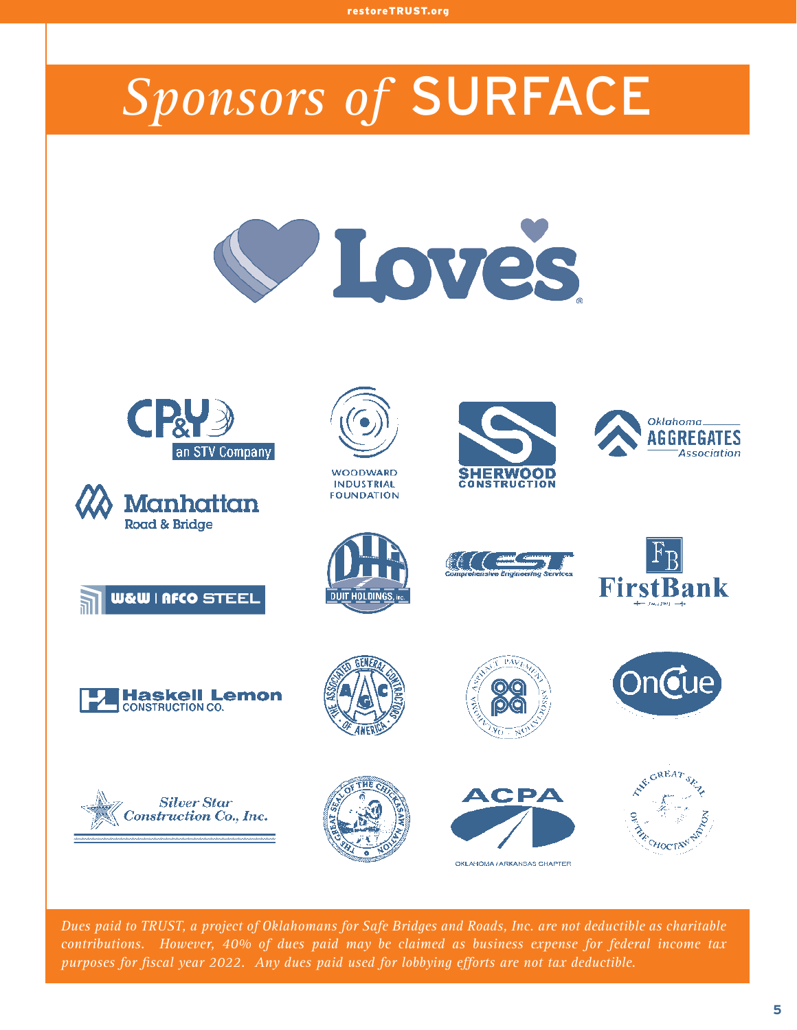# *Sponsors of* SURFACE

Love's

CP&Y an STV Company

WOODWARD INDUSTRIAL FOUNDATION

SHERWOOD CONSTRUCTION

Oklahoma AGGREGATES Association

Manhattan Road & Bridge

DUIT HOLDINGS, Inc.

CEST Comprehensive Engineering Services

FirstBank

W&W | AFCO STEEL

Haskell Lemon CONSTRUCTION CO.

The Associated General Contractors of America

Asphalt Pavement Association Oklahoma

OnCue

Silver Star Construction Co., Inc.

The Great Seal of the Chickasaw Nation

ACPA OKLAHOMA / ARKANSAS CHAPTER

The Great Seal of the Choctaw Nation

*Dues paid to TRUST, a project of Oklahomans for Safe Bridges and Roads, Inc. are not deductible as charitable contributions. However, 40% of dues paid may be claimed as business expense for federal income tax purposes for fiscal year 2022. Any dues paid used for lobbying efforts are not tax deductible.*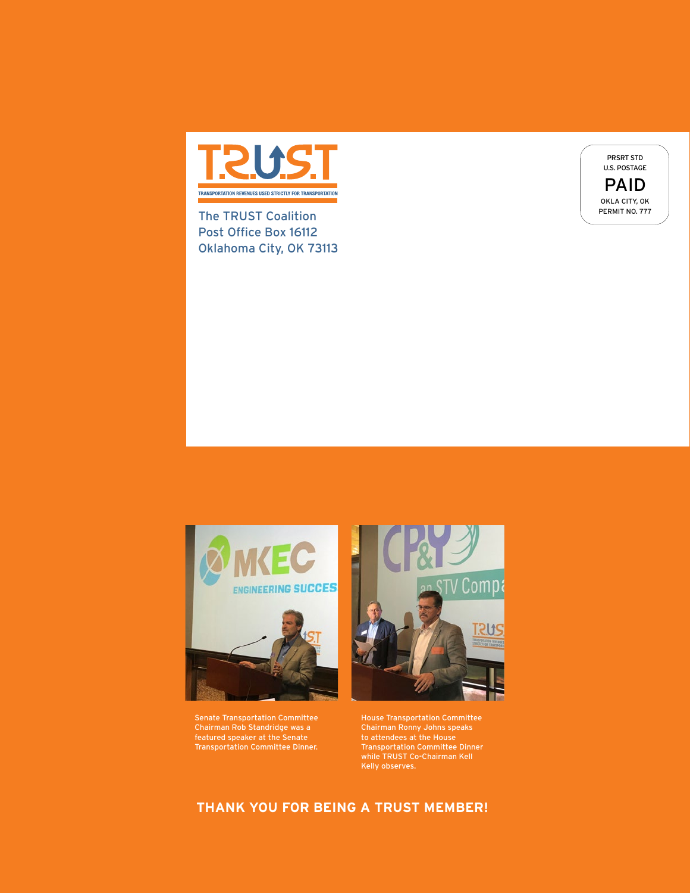T.R.U.S.T

TRANSPORTATION REVENUES USED STRICTLY FOR TRANSPORTATION

The TRUST Coalition
Post Office Box 16112
Oklahoma City, OK 73113

PRSRT STD
U.S. POSTAGE
PAID
OKLA CITY, OK
PERMIT NO. 777

Senate Transportation Committee Chairman Rob Standridge was a featured speaker at the Senate Transportation Committee Dinner.

House Transportation Committee Chairman Ronny Johns speaks to attendees at the House Transportation Committee Dinner while TRUST Co-Chairman Kell Kelly observes.

**THANK YOU FOR BEING A TRUST MEMBER!**